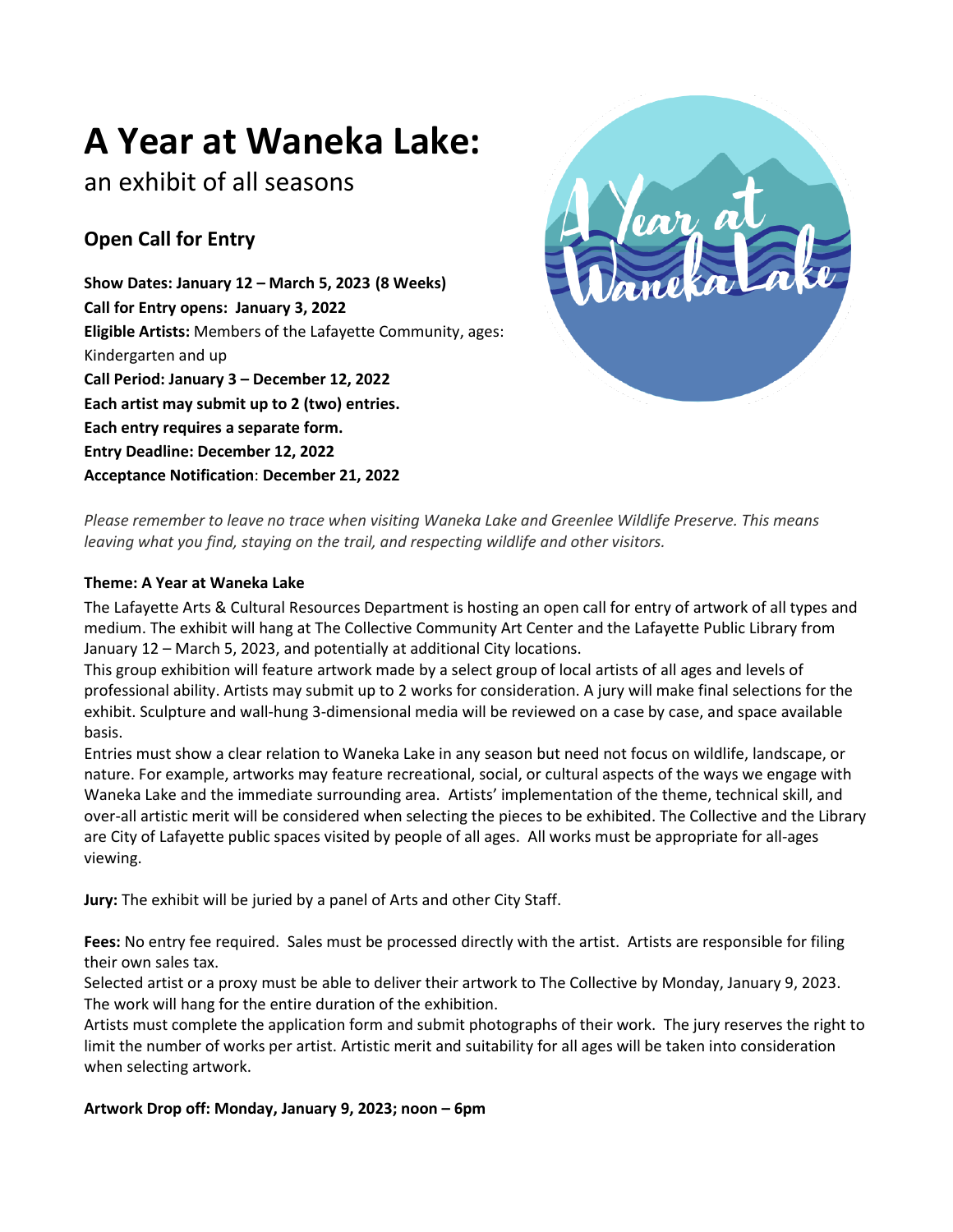# A Year at Waneka Lake:

an exhibit of all seasons

## Open Call for Entry

**Show Dates: January 12 – March 5, 2023 (8 Weeks)**
**Call for Entry opens: January 3, 2022**
**Eligible Artists:** Members of the Lafayette Community, ages: Kindergarten and up
**Call Period: January 3 – December 12, 2022**
**Each artist may submit up to 2 (two) entries.**
**Each entry requires a separate form.**
**Entry Deadline: December 12, 2022**
**Acceptance Notification**: **December 21, 2022**

*Please remember to leave no trace when visiting Waneka Lake and Greenlee Wildlife Preserve. This means leaving what you find, staying on the trail, and respecting wildlife and other visitors.*

**Theme: A Year at Waneka Lake**

The Lafayette Arts & Cultural Resources Department is hosting an open call for entry of artwork of all types and medium. The exhibit will hang at The Collective Community Art Center and the Lafayette Public Library from January 12 – March 5, 2023, and potentially at additional City locations.

This group exhibition will feature artwork made by a select group of local artists of all ages and levels of professional ability. Artists may submit up to 2 works for consideration. A jury will make final selections for the exhibit. Sculpture and wall-hung 3-dimensional media will be reviewed on a case by case, and space available basis.

Entries must show a clear relation to Waneka Lake in any season but need not focus on wildlife, landscape, or nature. For example, artworks may feature recreational, social, or cultural aspects of the ways we engage with Waneka Lake and the immediate surrounding area. Artists' implementation of the theme, technical skill, and over-all artistic merit will be considered when selecting the pieces to be exhibited. The Collective and the Library are City of Lafayette public spaces visited by people of all ages. All works must be appropriate for all-ages viewing.

**Jury:** The exhibit will be juried by a panel of Arts and other City Staff.

**Fees:** No entry fee required. Sales must be processed directly with the artist. Artists are responsible for filing their own sales tax.

Selected artist or a proxy must be able to deliver their artwork to The Collective by Monday, January 9, 2023. The work will hang for the entire duration of the exhibition.

Artists must complete the application form and submit photographs of their work. The jury reserves the right to limit the number of works per artist. Artistic merit and suitability for all ages will be taken into consideration when selecting artwork.

**Artwork Drop off: Monday, January 9, 2023; noon – 6pm**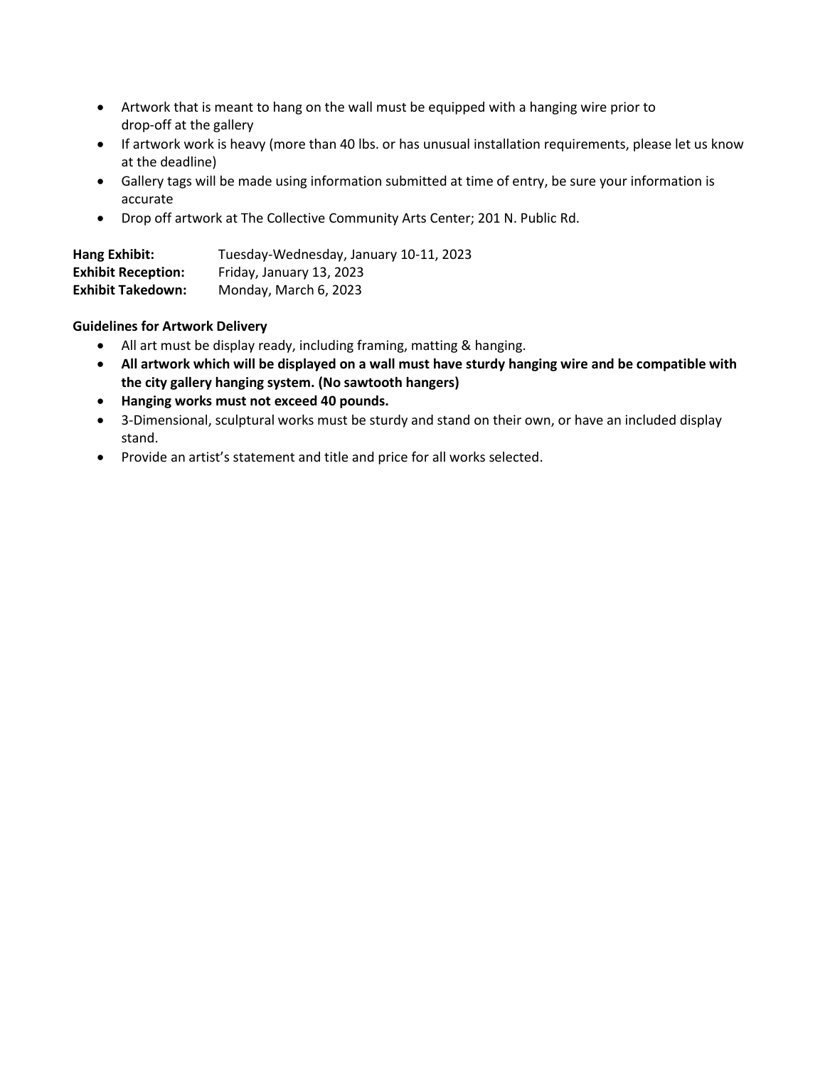- Artwork that is meant to hang on the wall must be equipped with a hanging wire prior to drop-off at the gallery
- If artwork work is heavy (more than 40 lbs. or has unusual installation requirements, please let us know at the deadline)
- Gallery tags will be made using information submitted at time of entry, be sure your information is accurate
- Drop off artwork at The Collective Community Arts Center; 201 N. Public Rd.

| | |
|---|---|
| **Hang Exhibit:** | Tuesday-Wednesday, January 10-11, 2023 |
| **Exhibit Reception:** | Friday, January 13, 2023 |
| **Exhibit Takedown:** | Monday, March 6, 2023 |

**Guidelines for Artwork Delivery**

- All art must be display ready, including framing, matting & hanging.
- **All artwork which will be displayed on a wall must have sturdy hanging wire and be compatible with the city gallery hanging system. (No sawtooth hangers)**
- **Hanging works must not exceed 40 pounds.**
- 3-Dimensional, sculptural works must be sturdy and stand on their own, or have an included display stand.
- Provide an artist's statement and title and price for all works selected.